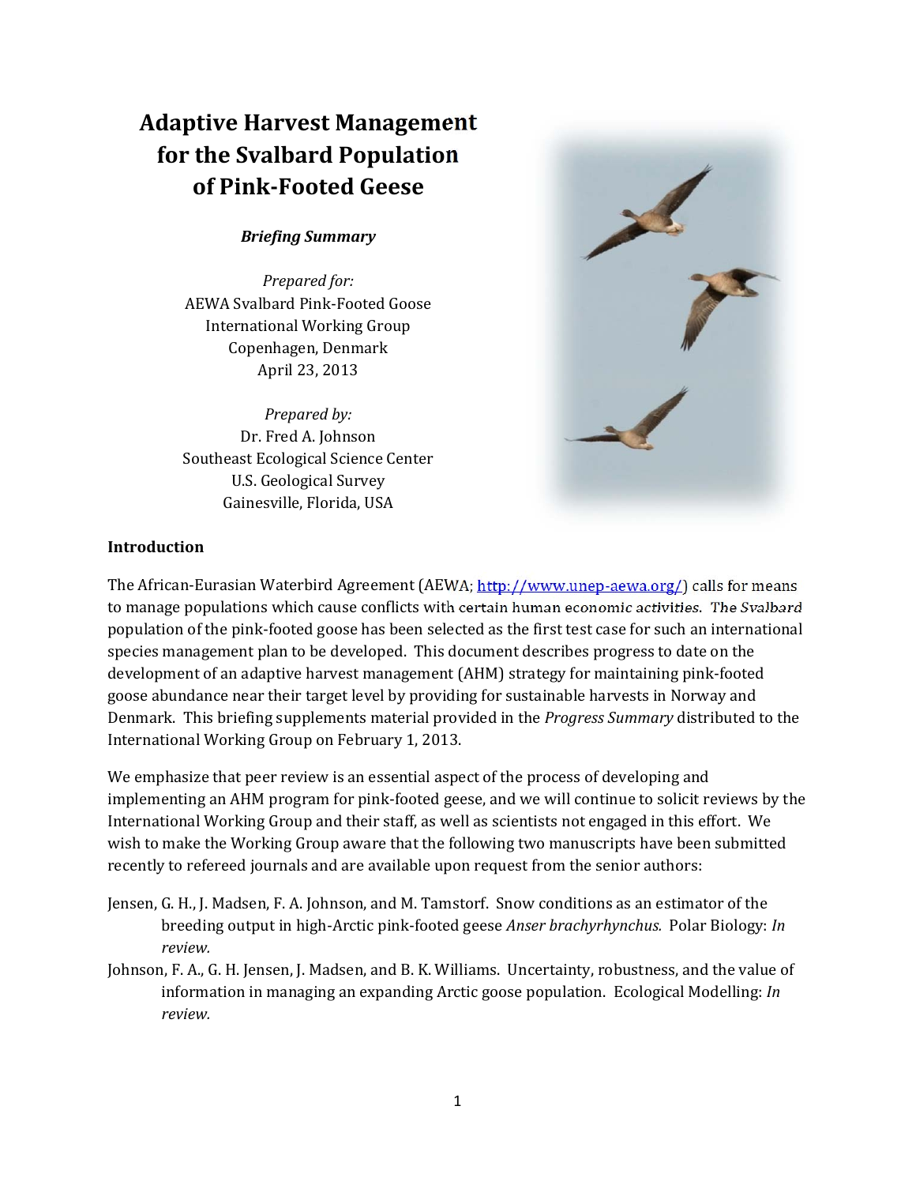# Adaptive Harvest Management for the Svalbard Population of Pink-Footed Geese

***Briefing Summary***

*Prepared for:*
AEWA Svalbard Pink-Footed Goose
International Working Group
Copenhagen, Denmark
April 23, 2013

*Prepared by:*
Dr. Fred A. Johnson
Southeast Ecological Science Center
U.S. Geological Survey
Gainesville, Florida, USA

## Introduction

The African-Eurasian Waterbird Agreement (AEWA; http://www.unep-aewa.org/) calls for means to manage populations which cause conflicts with certain human economic activities. The Svalbard population of the pink-footed goose has been selected as the first test case for such an international species management plan to be developed. This document describes progress to date on the development of an adaptive harvest management (AHM) strategy for maintaining pink-footed goose abundance near their target level by providing for sustainable harvests in Norway and Denmark. This briefing supplements material provided in the *Progress Summary* distributed to the International Working Group on February 1, 2013.

We emphasize that peer review is an essential aspect of the process of developing and implementing an AHM program for pink-footed geese, and we will continue to solicit reviews by the International Working Group and their staff, as well as scientists not engaged in this effort. We wish to make the Working Group aware that the following two manuscripts have been submitted recently to refereed journals and are available upon request from the senior authors:

Jensen, G. H., J. Madsen, F. A. Johnson, and M. Tamstorf. Snow conditions as an estimator of the breeding output in high-Arctic pink-footed geese *Anser brachyrhynchus.* Polar Biology: *In review.*

Johnson, F. A., G. H. Jensen, J. Madsen, and B. K. Williams. Uncertainty, robustness, and the value of information in managing an expanding Arctic goose population. Ecological Modelling: *In review.*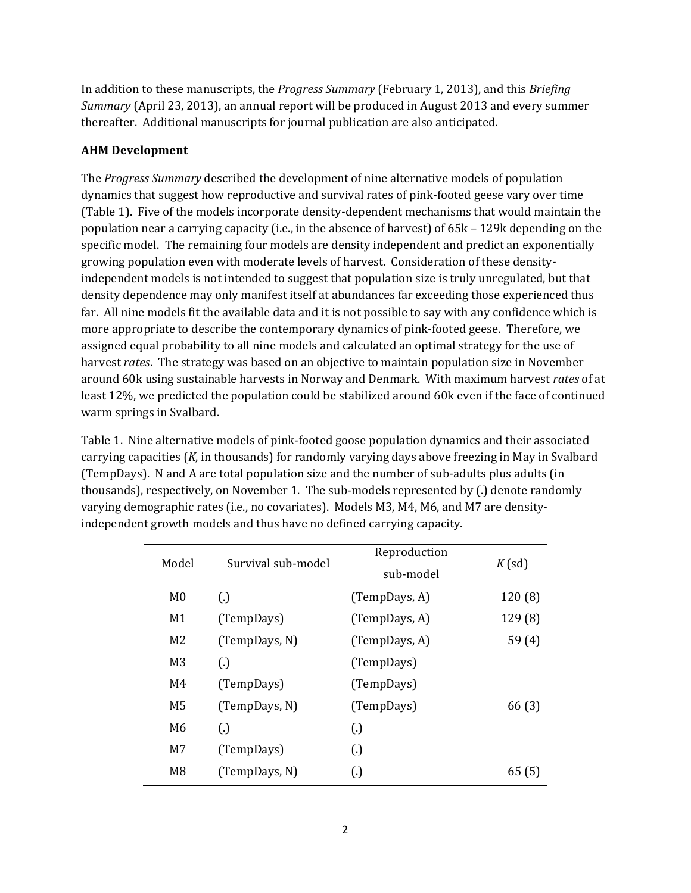In addition to these manuscripts, the *Progress Summary* (February 1, 2013), and this *Briefing Summary* (April 23, 2013), an annual report will be produced in August 2013 and every summer thereafter. Additional manuscripts for journal publication are also anticipated.

**AHM Development**

The *Progress Summary* described the development of nine alternative models of population dynamics that suggest how reproductive and survival rates of pink-footed geese vary over time (Table 1). Five of the models incorporate density-dependent mechanisms that would maintain the population near a carrying capacity (i.e., in the absence of harvest) of 65k – 129k depending on the specific model. The remaining four models are density independent and predict an exponentially growing population even with moderate levels of harvest. Consideration of these density-independent models is not intended to suggest that population size is truly unregulated, but that density dependence may only manifest itself at abundances far exceeding those experienced thus far. All nine models fit the available data and it is not possible to say with any confidence which is more appropriate to describe the contemporary dynamics of pink-footed geese. Therefore, we assigned equal probability to all nine models and calculated an optimal strategy for the use of harvest *rates*. The strategy was based on an objective to maintain population size in November around 60k using sustainable harvests in Norway and Denmark. With maximum harvest *rates* of at least 12%, we predicted the population could be stabilized around 60k even if the face of continued warm springs in Svalbard.

Table 1. Nine alternative models of pink-footed goose population dynamics and their associated carrying capacities (*K*, in thousands) for randomly varying days above freezing in May in Svalbard (TempDays). N and A are total population size and the number of sub-adults plus adults (in thousands), respectively, on November 1. The sub-models represented by (.) denote randomly varying demographic rates (i.e., no covariates). Models M3, M4, M6, and M7 are density-independent growth models and thus have no defined carrying capacity.

| Model | Survival sub-model | Reproduction sub-model | *K* (sd) |
|---|---|---|---|
| M0 | (.) | (TempDays, A) | 120 (8) |
| M1 | (TempDays) | (TempDays, A) | 129 (8) |
| M2 | (TempDays, N) | (TempDays, A) | 59 (4) |
| M3 | (.) | (TempDays) | |
| M4 | (TempDays) | (TempDays) | |
| M5 | (TempDays, N) | (TempDays) | 66 (3) |
| M6 | (.) | (.) | |
| M7 | (TempDays) | (.) | |
| M8 | (TempDays, N) | (.) | 65 (5) |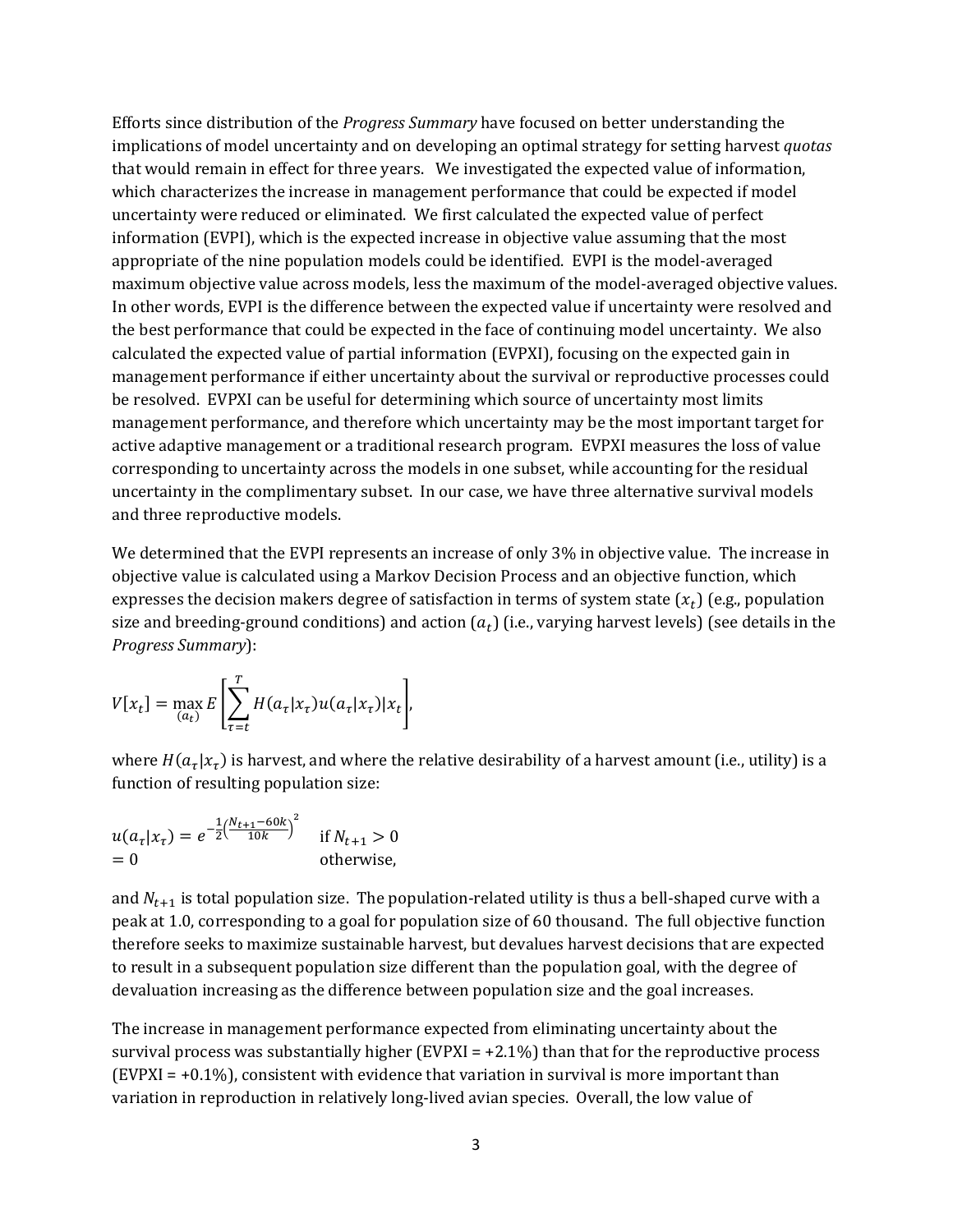Efforts since distribution of the *Progress Summary* have focused on better understanding the implications of model uncertainty and on developing an optimal strategy for setting harvest *quotas* that would remain in effect for three years. We investigated the expected value of information, which characterizes the increase in management performance that could be expected if model uncertainty were reduced or eliminated. We first calculated the expected value of perfect information (EVPI), which is the expected increase in objective value assuming that the most appropriate of the nine population models could be identified. EVPI is the model-averaged maximum objective value across models, less the maximum of the model-averaged objective values. In other words, EVPI is the difference between the expected value if uncertainty were resolved and the best performance that could be expected in the face of continuing model uncertainty. We also calculated the expected value of partial information (EVPXI), focusing on the expected gain in management performance if either uncertainty about the survival or reproductive processes could be resolved. EVPXI can be useful for determining which source of uncertainty most limits management performance, and therefore which uncertainty may be the most important target for active adaptive management or a traditional research program. EVPXI measures the loss of value corresponding to uncertainty across the models in one subset, while accounting for the residual uncertainty in the complimentary subset. In our case, we have three alternative survival models and three reproductive models.

We determined that the EVPI represents an increase of only 3% in objective value. The increase in objective value is calculated using a Markov Decision Process and an objective function, which expresses the decision makers degree of satisfaction in terms of system state ($x_t$) (e.g., population size and breeding-ground conditions) and action ($a_t$) (i.e., varying harvest levels) (see details in the *Progress Summary*):

$$V[x_t] = \max_{(a_t)} E\left[\sum_{\tau=t}^{T} H(a_\tau|x_\tau)u(a_\tau|x_\tau)|x_t\right],$$

where $H(a_\tau|x_\tau)$ is harvest, and where the relative desirability of a harvest amount (i.e., utility) is a function of resulting population size:

$$u(a_\tau|x_\tau) = e^{-\frac{1}{2}\left(\frac{N_{t+1}-60k}{10k}\right)^2} \quad \text{if } N_{t+1} > 0$$
$$= 0 \quad \text{otherwise,}$$

and $N_{t+1}$ is total population size. The population-related utility is thus a bell-shaped curve with a peak at 1.0, corresponding to a goal for population size of 60 thousand. The full objective function therefore seeks to maximize sustainable harvest, but devalues harvest decisions that are expected to result in a subsequent population size different than the population goal, with the degree of devaluation increasing as the difference between population size and the goal increases.

The increase in management performance expected from eliminating uncertainty about the survival process was substantially higher (EVPXI = +2.1%) than that for the reproductive process (EVPXI = +0.1%), consistent with evidence that variation in survival is more important than variation in reproduction in relatively long-lived avian species. Overall, the low value of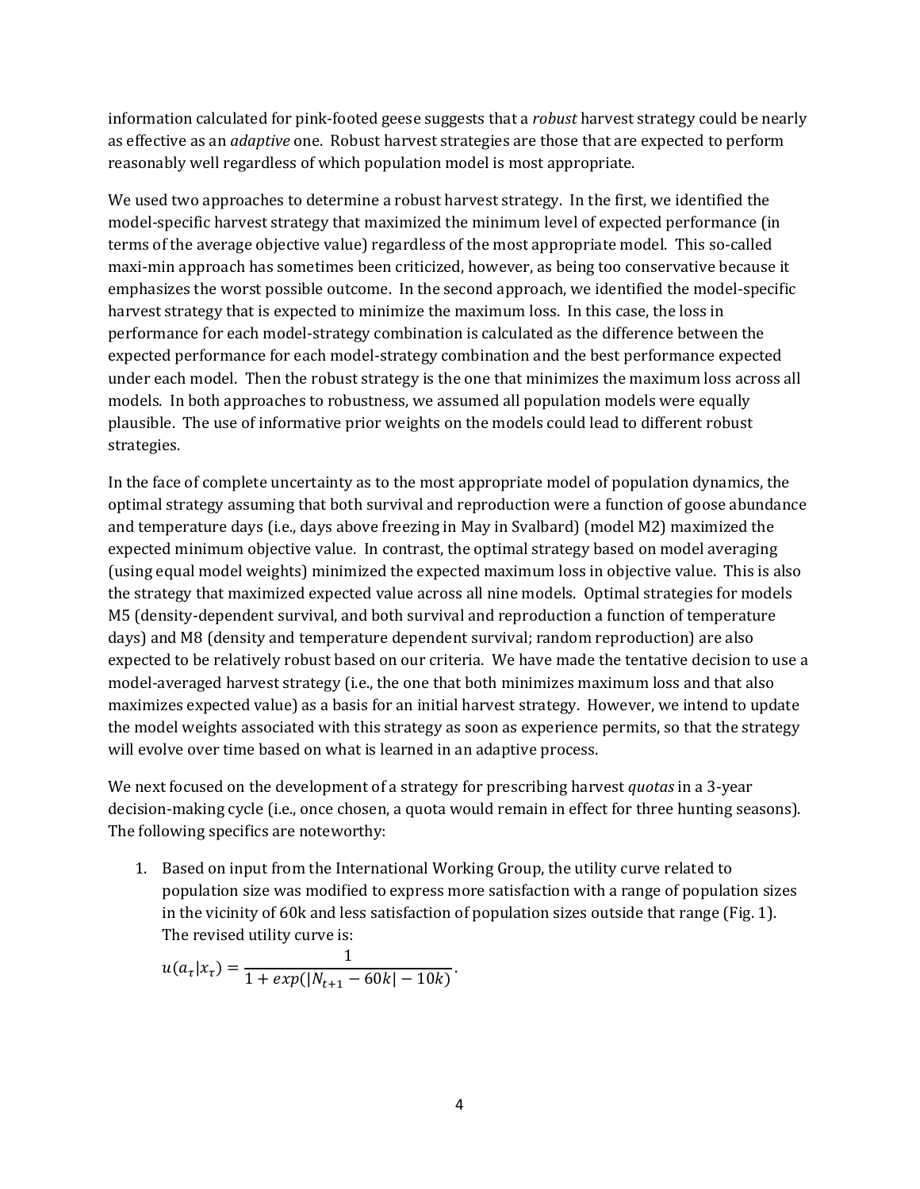information calculated for pink-footed geese suggests that a *robust* harvest strategy could be nearly as effective as an *adaptive* one. Robust harvest strategies are those that are expected to perform reasonably well regardless of which population model is most appropriate.

We used two approaches to determine a robust harvest strategy. In the first, we identified the model-specific harvest strategy that maximized the minimum level of expected performance (in terms of the average objective value) regardless of the most appropriate model. This so-called maxi-min approach has sometimes been criticized, however, as being too conservative because it emphasizes the worst possible outcome. In the second approach, we identified the model-specific harvest strategy that is expected to minimize the maximum loss. In this case, the loss in performance for each model-strategy combination is calculated as the difference between the expected performance for each model-strategy combination and the best performance expected under each model. Then the robust strategy is the one that minimizes the maximum loss across all models. In both approaches to robustness, we assumed all population models were equally plausible. The use of informative prior weights on the models could lead to different robust strategies.

In the face of complete uncertainty as to the most appropriate model of population dynamics, the optimal strategy assuming that both survival and reproduction were a function of goose abundance and temperature days (i.e., days above freezing in May in Svalbard) (model M2) maximized the expected minimum objective value. In contrast, the optimal strategy based on model averaging (using equal model weights) minimized the expected maximum loss in objective value. This is also the strategy that maximized expected value across all nine models. Optimal strategies for models M5 (density-dependent survival, and both survival and reproduction a function of temperature days) and M8 (density and temperature dependent survival; random reproduction) are also expected to be relatively robust based on our criteria. We have made the tentative decision to use a model-averaged harvest strategy (i.e., the one that both minimizes maximum loss and that also maximizes expected value) as a basis for an initial harvest strategy. However, we intend to update the model weights associated with this strategy as soon as experience permits, so that the strategy will evolve over time based on what is learned in an adaptive process.

We next focused on the development of a strategy for prescribing harvest *quotas* in a 3-year decision-making cycle (i.e., once chosen, a quota would remain in effect for three hunting seasons). The following specifics are noteworthy:

1. Based on input from the International Working Group, the utility curve related to population size was modified to express more satisfaction with a range of population sizes in the vicinity of 60k and less satisfaction of population sizes outside that range (Fig. 1). The revised utility curve is:

   $$u(a_\tau|x_\tau) = \frac{1}{1 + exp(|N_{t+1} - 60k| - 10k)}.$$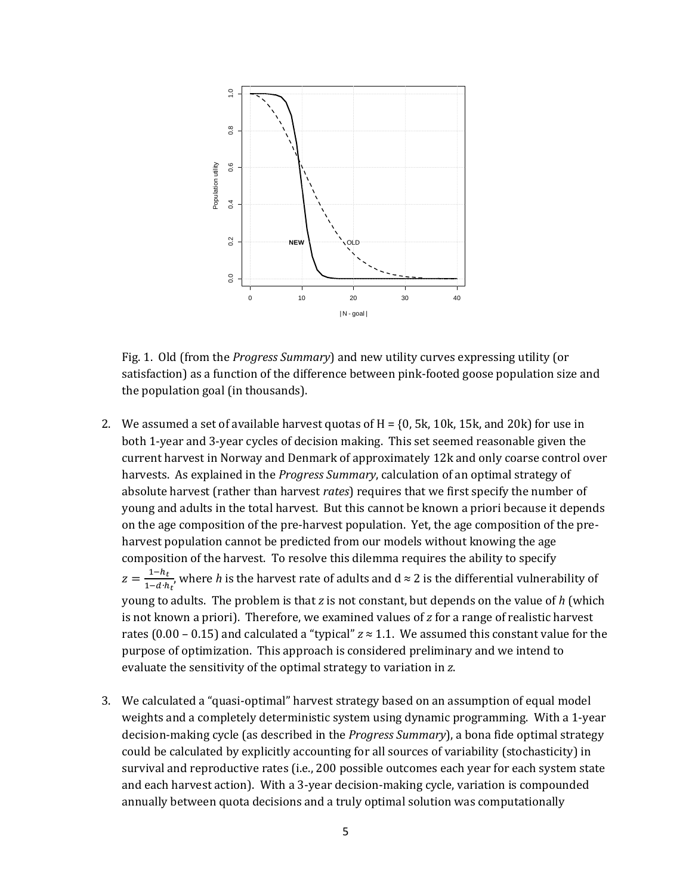Fig. 1. Old (from the *Progress Summary*) and new utility curves expressing utility (or satisfaction) as a function of the difference between pink-footed goose population size and the population goal (in thousands).

2. We assumed a set of available harvest quotas of H = {0, 5k, 10k, 15k, and 20k) for use in both 1-year and 3-year cycles of decision making. This set seemed reasonable given the current harvest in Norway and Denmark of approximately 12k and only coarse control over harvests. As explained in the *Progress Summary*, calculation of an optimal strategy of absolute harvest (rather than harvest *rates*) requires that we first specify the number of young and adults in the total harvest. But this cannot be known a priori because it depends on the age composition of the pre-harvest population. Yet, the age composition of the pre-harvest population cannot be predicted from our models without knowing the age composition of the harvest. To resolve this dilemma requires the ability to specify $z = \frac{1-h_t}{1-d \cdot h_t}$, where $h$ is the harvest rate of adults and $d \approx 2$ is the differential vulnerability of young to adults. The problem is that $z$ is not constant, but depends on the value of $h$ (which is not known a priori). Therefore, we examined values of $z$ for a range of realistic harvest rates (0.00 – 0.15) and calculated a "typical" $z \approx 1.1$. We assumed this constant value for the purpose of optimization. This approach is considered preliminary and we intend to evaluate the sensitivity of the optimal strategy to variation in $z$.

3. We calculated a "quasi-optimal" harvest strategy based on an assumption of equal model weights and a completely deterministic system using dynamic programming. With a 1-year decision-making cycle (as described in the *Progress Summary*), a bona fide optimal strategy could be calculated by explicitly accounting for all sources of variability (stochasticity) in survival and reproductive rates (i.e., 200 possible outcomes each year for each system state and each harvest action). With a 3-year decision-making cycle, variation is compounded annually between quota decisions and a truly optimal solution was computationally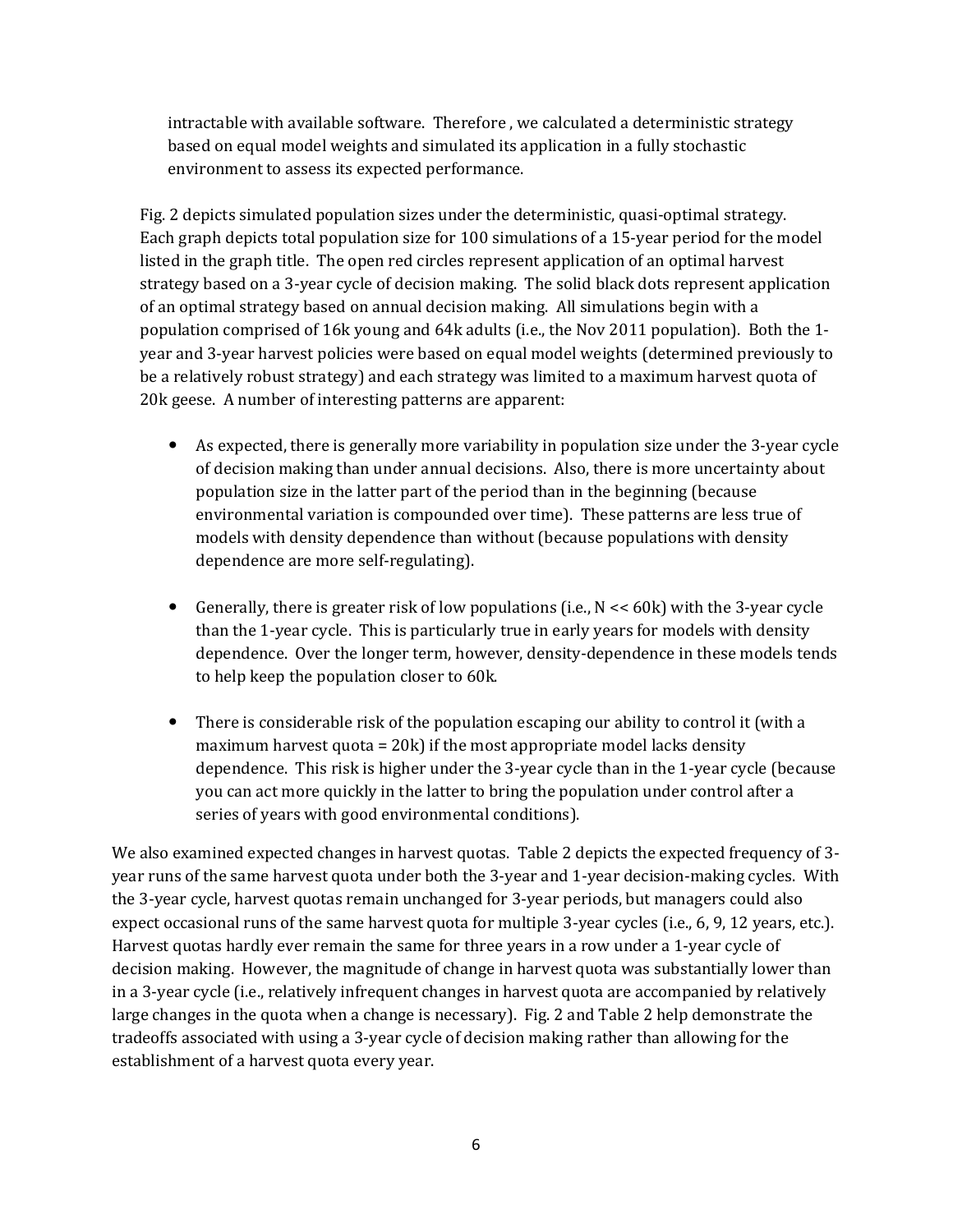intractable with available software. Therefore , we calculated a deterministic strategy based on equal model weights and simulated its application in a fully stochastic environment to assess its expected performance.

Fig. 2 depicts simulated population sizes under the deterministic, quasi-optimal strategy. Each graph depicts total population size for 100 simulations of a 15-year period for the model listed in the graph title. The open red circles represent application of an optimal harvest strategy based on a 3-year cycle of decision making. The solid black dots represent application of an optimal strategy based on annual decision making. All simulations begin with a population comprised of 16k young and 64k adults (i.e., the Nov 2011 population). Both the 1-year and 3-year harvest policies were based on equal model weights (determined previously to be a relatively robust strategy) and each strategy was limited to a maximum harvest quota of 20k geese. A number of interesting patterns are apparent:

- As expected, there is generally more variability in population size under the 3-year cycle of decision making than under annual decisions. Also, there is more uncertainty about population size in the latter part of the period than in the beginning (because environmental variation is compounded over time). These patterns are less true of models with density dependence than without (because populations with density dependence are more self-regulating).

- Generally, there is greater risk of low populations (i.e., N << 60k) with the 3-year cycle than the 1-year cycle. This is particularly true in early years for models with density dependence. Over the longer term, however, density-dependence in these models tends to help keep the population closer to 60k.

- There is considerable risk of the population escaping our ability to control it (with a maximum harvest quota = 20k) if the most appropriate model lacks density dependence. This risk is higher under the 3-year cycle than in the 1-year cycle (because you can act more quickly in the latter to bring the population under control after a series of years with good environmental conditions).

We also examined expected changes in harvest quotas. Table 2 depicts the expected frequency of 3-year runs of the same harvest quota under both the 3-year and 1-year decision-making cycles. With the 3-year cycle, harvest quotas remain unchanged for 3-year periods, but managers could also expect occasional runs of the same harvest quota for multiple 3-year cycles (i.e., 6, 9, 12 years, etc.). Harvest quotas hardly ever remain the same for three years in a row under a 1-year cycle of decision making. However, the magnitude of change in harvest quota was substantially lower than in a 3-year cycle (i.e., relatively infrequent changes in harvest quota are accompanied by relatively large changes in the quota when a change is necessary). Fig. 2 and Table 2 help demonstrate the tradeoffs associated with using a 3-year cycle of decision making rather than allowing for the establishment of a harvest quota every year.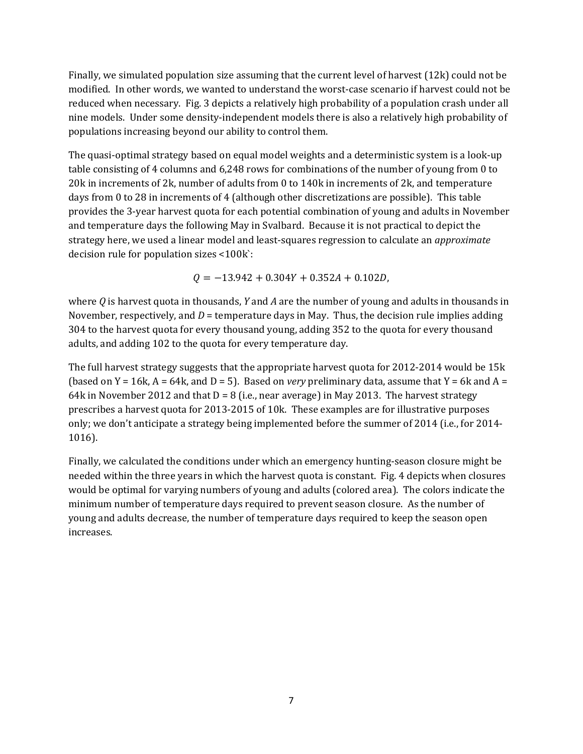Finally, we simulated population size assuming that the current level of harvest (12k) could not be modified. In other words, we wanted to understand the worst-case scenario if harvest could not be reduced when necessary. Fig. 3 depicts a relatively high probability of a population crash under all nine models. Under some density-independent models there is also a relatively high probability of populations increasing beyond our ability to control them.

The quasi-optimal strategy based on equal model weights and a deterministic system is a look-up table consisting of 4 columns and 6,248 rows for combinations of the number of young from 0 to 20k in increments of 2k, number of adults from 0 to 140k in increments of 2k, and temperature days from 0 to 28 in increments of 4 (although other discretizations are possible). This table provides the 3-year harvest quota for each potential combination of young and adults in November and temperature days the following May in Svalbard. Because it is not practical to depict the strategy here, we used a linear model and least-squares regression to calculate an *approximate* decision rule for population sizes <100k`:

$$Q = -13.942 + 0.304Y + 0.352A + 0.102D,$$

where $Q$ is harvest quota in thousands, $Y$ and $A$ are the number of young and adults in thousands in November, respectively, and $D$ = temperature days in May. Thus, the decision rule implies adding 304 to the harvest quota for every thousand young, adding 352 to the quota for every thousand adults, and adding 102 to the quota for every temperature day.

The full harvest strategy suggests that the appropriate harvest quota for 2012-2014 would be 15k (based on Y = 16k, A = 64k, and D = 5). Based on *very* preliminary data, assume that Y = 6k and A = 64k in November 2012 and that D = 8 (i.e., near average) in May 2013. The harvest strategy prescribes a harvest quota for 2013-2015 of 10k. These examples are for illustrative purposes only; we don't anticipate a strategy being implemented before the summer of 2014 (i.e., for 2014-1016).

Finally, we calculated the conditions under which an emergency hunting-season closure might be needed within the three years in which the harvest quota is constant. Fig. 4 depicts when closures would be optimal for varying numbers of young and adults (colored area). The colors indicate the minimum number of temperature days required to prevent season closure. As the number of young and adults decrease, the number of temperature days required to keep the season open increases.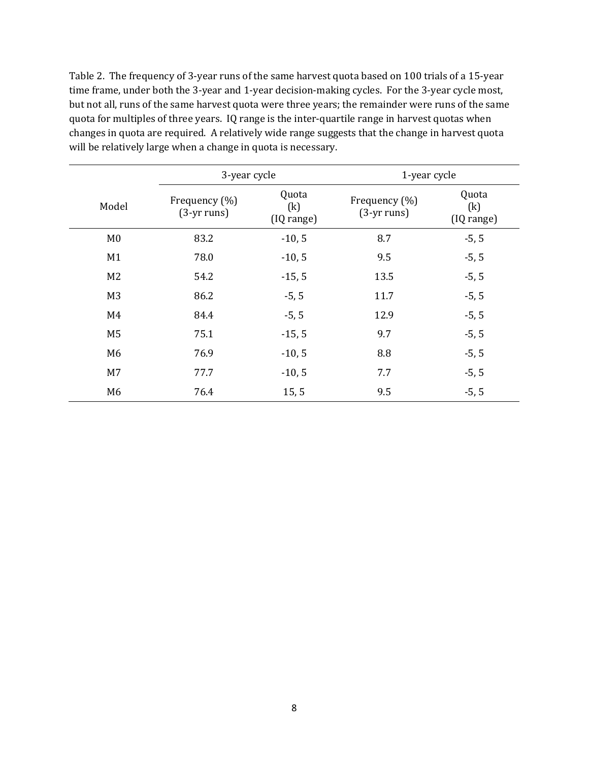Table 2. The frequency of 3-year runs of the same harvest quota based on 100 trials of a 15-year time frame, under both the 3-year and 1-year decision-making cycles. For the 3-year cycle most, but not all, runs of the same harvest quota were three years; the remainder were runs of the same quota for multiples of three years. IQ range is the inter-quartile range in harvest quotas when changes in quota are required. A relatively wide range suggests that the change in harvest quota will be relatively large when a change in quota is necessary.

| Model | 3-year cycle | | 1-year cycle | |
|---|---|---|---|---|
| | Frequency (%) (3-yr runs) | Quota (k) (IQ range) | Frequency (%) (3-yr runs) | Quota (k) (IQ range) |
| M0 | 83.2 | -10, 5 | 8.7 | -5, 5 |
| M1 | 78.0 | -10, 5 | 9.5 | -5, 5 |
| M2 | 54.2 | -15, 5 | 13.5 | -5, 5 |
| M3 | 86.2 | -5, 5 | 11.7 | -5, 5 |
| M4 | 84.4 | -5, 5 | 12.9 | -5, 5 |
| M5 | 75.1 | -15, 5 | 9.7 | -5, 5 |
| M6 | 76.9 | -10, 5 | 8.8 | -5, 5 |
| M7 | 77.7 | -10, 5 | 7.7 | -5, 5 |
| M6 | 76.4 | 15, 5 | 9.5 | -5, 5 |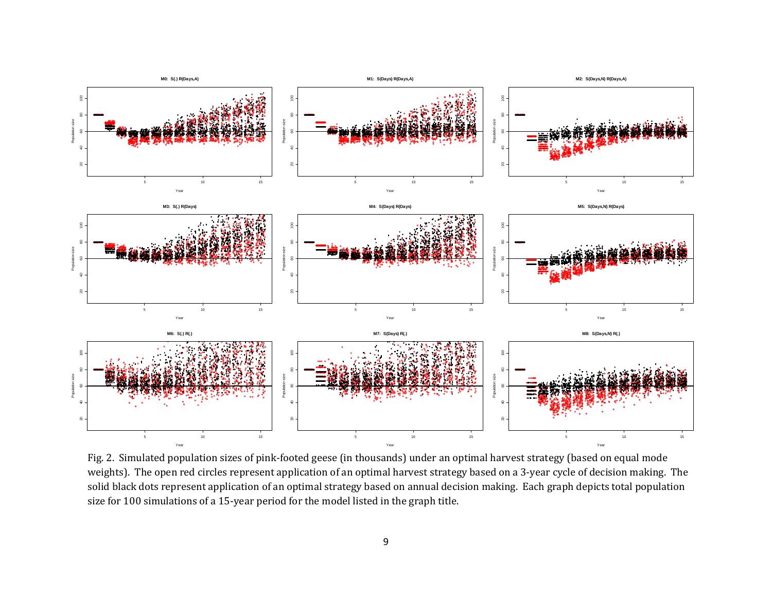Fig. 2. Simulated population sizes of pink-footed geese (in thousands) under an optimal harvest strategy (based on equal mode weights). The open red circles represent application of an optimal harvest strategy based on a 3-year cycle of decision making. The solid black dots represent application of an optimal strategy based on annual decision making. Each graph depicts total population size for 100 simulations of a 15-year period for the model listed in the graph title.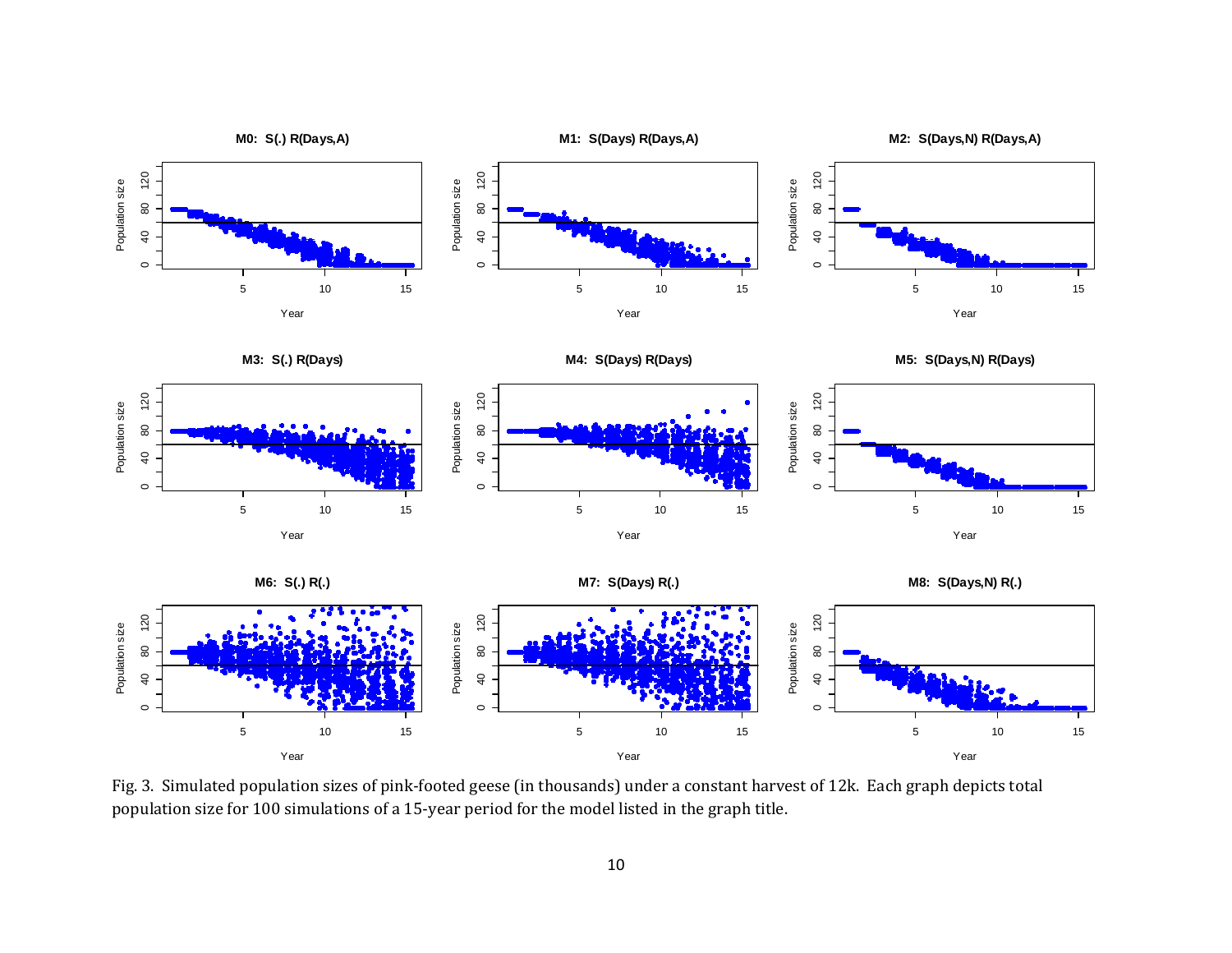Fig. 3. Simulated population sizes of pink-footed geese (in thousands) under a constant harvest of 12k. Each graph depicts total population size for 100 simulations of a 15-year period for the model listed in the graph title.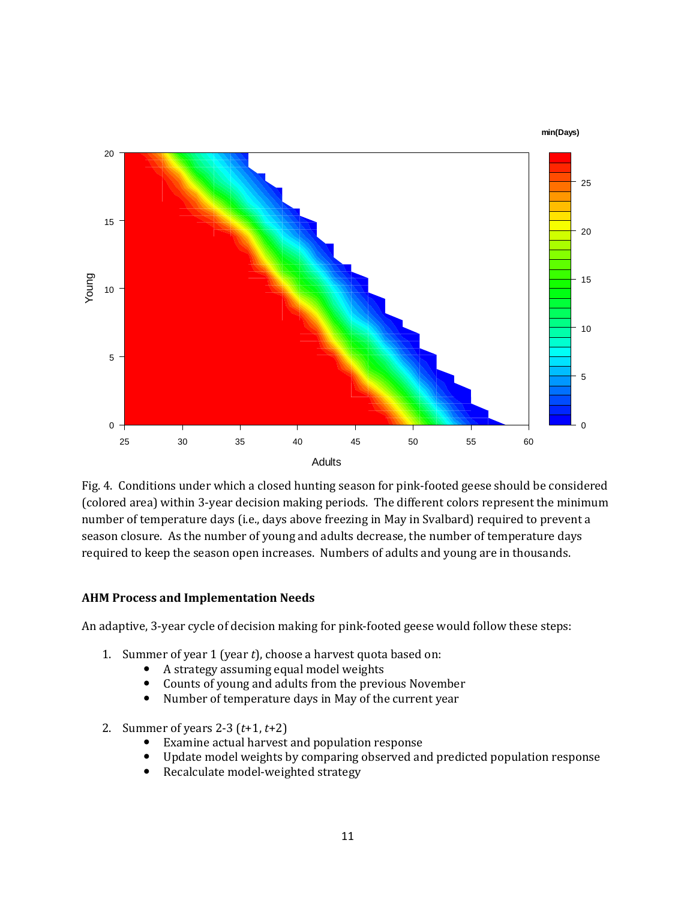Fig. 4. Conditions under which a closed hunting season for pink-footed geese should be considered (colored area) within 3-year decision making periods. The different colors represent the minimum number of temperature days (i.e., days above freezing in May in Svalbard) required to prevent a season closure. As the number of young and adults decrease, the number of temperature days required to keep the season open increases. Numbers of adults and young are in thousands.

### AHM Process and Implementation Needs

An adaptive, 3-year cycle of decision making for pink-footed geese would follow these steps:

1. Summer of year 1 (year *t*), choose a harvest quota based on:
   - A strategy assuming equal model weights
   - Counts of young and adults from the previous November
   - Number of temperature days in May of the current year

2. Summer of years 2-3 (*t*+1, *t*+2)
   - Examine actual harvest and population response
   - Update model weights by comparing observed and predicted population response
   - Recalculate model-weighted strategy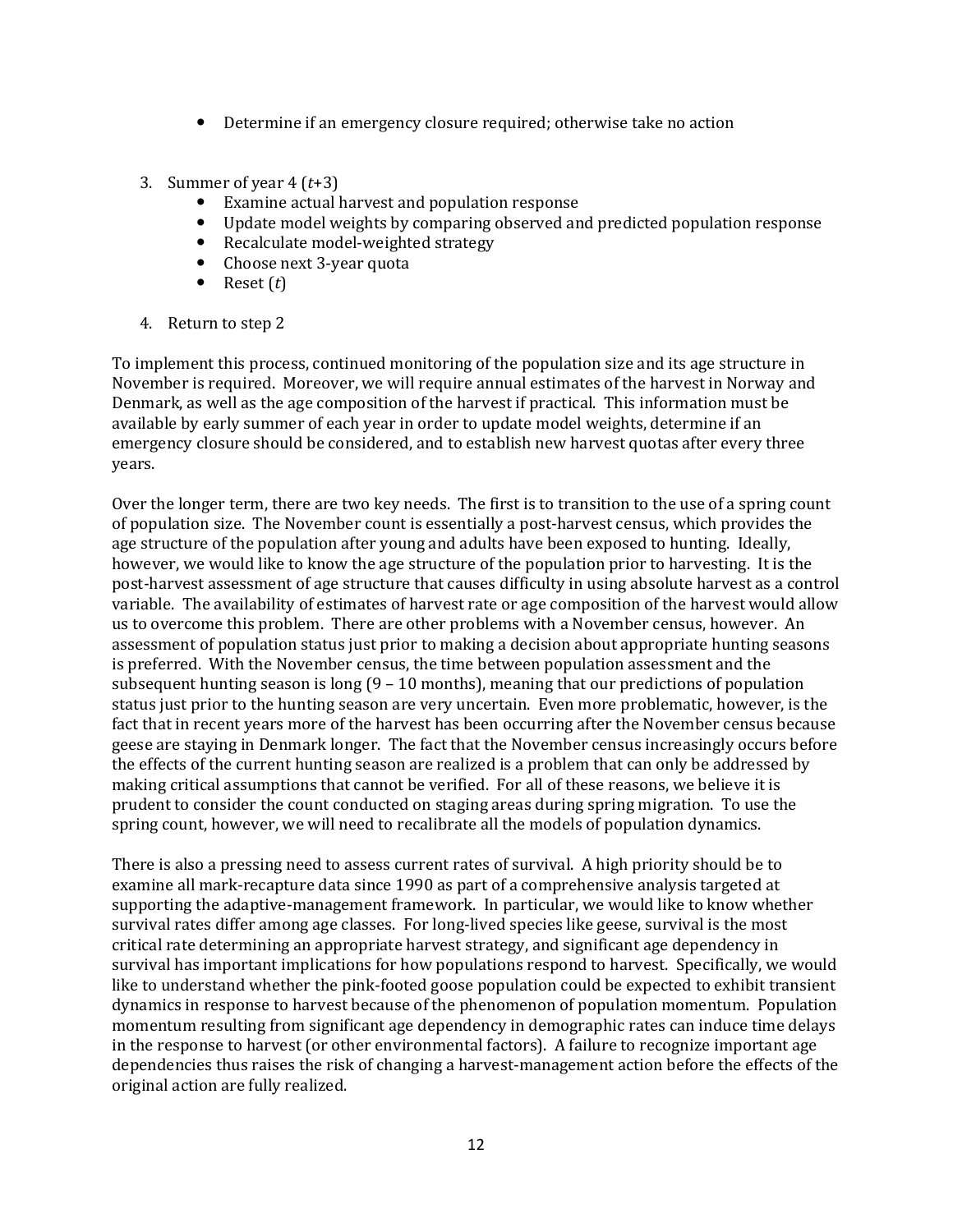- Determine if an emergency closure required; otherwise take no action

3. Summer of year 4 ($t$+3)
   - Examine actual harvest and population response
   - Update model weights by comparing observed and predicted population response
   - Recalculate model-weighted strategy
   - Choose next 3-year quota
   - Reset ($t$)

4. Return to step 2

To implement this process, continued monitoring of the population size and its age structure in November is required. Moreover, we will require annual estimates of the harvest in Norway and Denmark, as well as the age composition of the harvest if practical. This information must be available by early summer of each year in order to update model weights, determine if an emergency closure should be considered, and to establish new harvest quotas after every three years.

Over the longer term, there are two key needs. The first is to transition to the use of a spring count of population size. The November count is essentially a post-harvest census, which provides the age structure of the population after young and adults have been exposed to hunting. Ideally, however, we would like to know the age structure of the population prior to harvesting. It is the post-harvest assessment of age structure that causes difficulty in using absolute harvest as a control variable. The availability of estimates of harvest rate or age composition of the harvest would allow us to overcome this problem. There are other problems with a November census, however. An assessment of population status just prior to making a decision about appropriate hunting seasons is preferred. With the November census, the time between population assessment and the subsequent hunting season is long (9 – 10 months), meaning that our predictions of population status just prior to the hunting season are very uncertain. Even more problematic, however, is the fact that in recent years more of the harvest has been occurring after the November census because geese are staying in Denmark longer. The fact that the November census increasingly occurs before the effects of the current hunting season are realized is a problem that can only be addressed by making critical assumptions that cannot be verified. For all of these reasons, we believe it is prudent to consider the count conducted on staging areas during spring migration. To use the spring count, however, we will need to recalibrate all the models of population dynamics.

There is also a pressing need to assess current rates of survival. A high priority should be to examine all mark-recapture data since 1990 as part of a comprehensive analysis targeted at supporting the adaptive-management framework. In particular, we would like to know whether survival rates differ among age classes. For long-lived species like geese, survival is the most critical rate determining an appropriate harvest strategy, and significant age dependency in survival has important implications for how populations respond to harvest. Specifically, we would like to understand whether the pink-footed goose population could be expected to exhibit transient dynamics in response to harvest because of the phenomenon of population momentum. Population momentum resulting from significant age dependency in demographic rates can induce time delays in the response to harvest (or other environmental factors). A failure to recognize important age dependencies thus raises the risk of changing a harvest-management action before the effects of the original action are fully realized.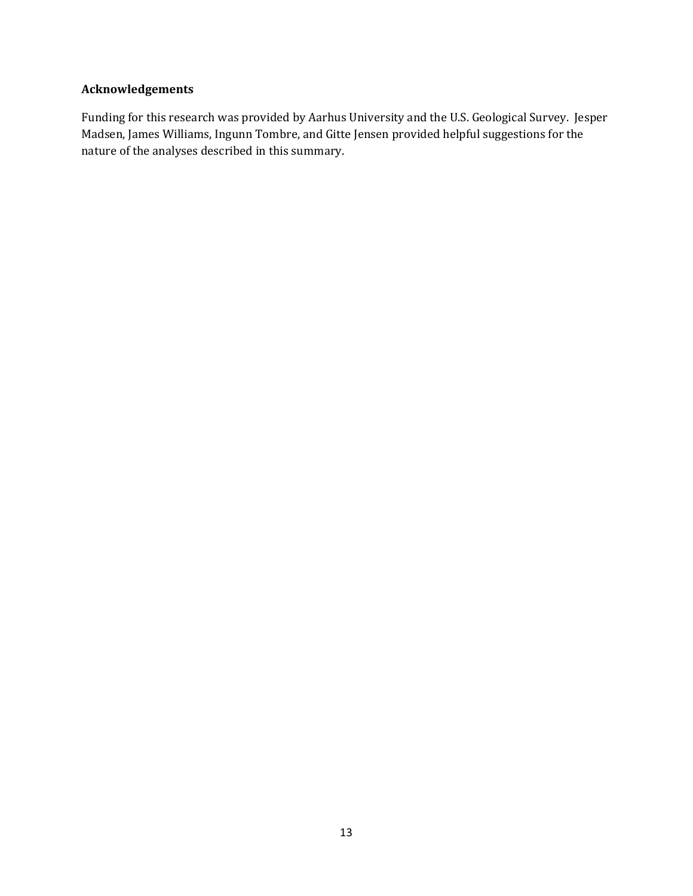### Acknowledgements

Funding for this research was provided by Aarhus University and the U.S. Geological Survey. Jesper Madsen, James Williams, Ingunn Tombre, and Gitte Jensen provided helpful suggestions for the nature of the analyses described in this summary.